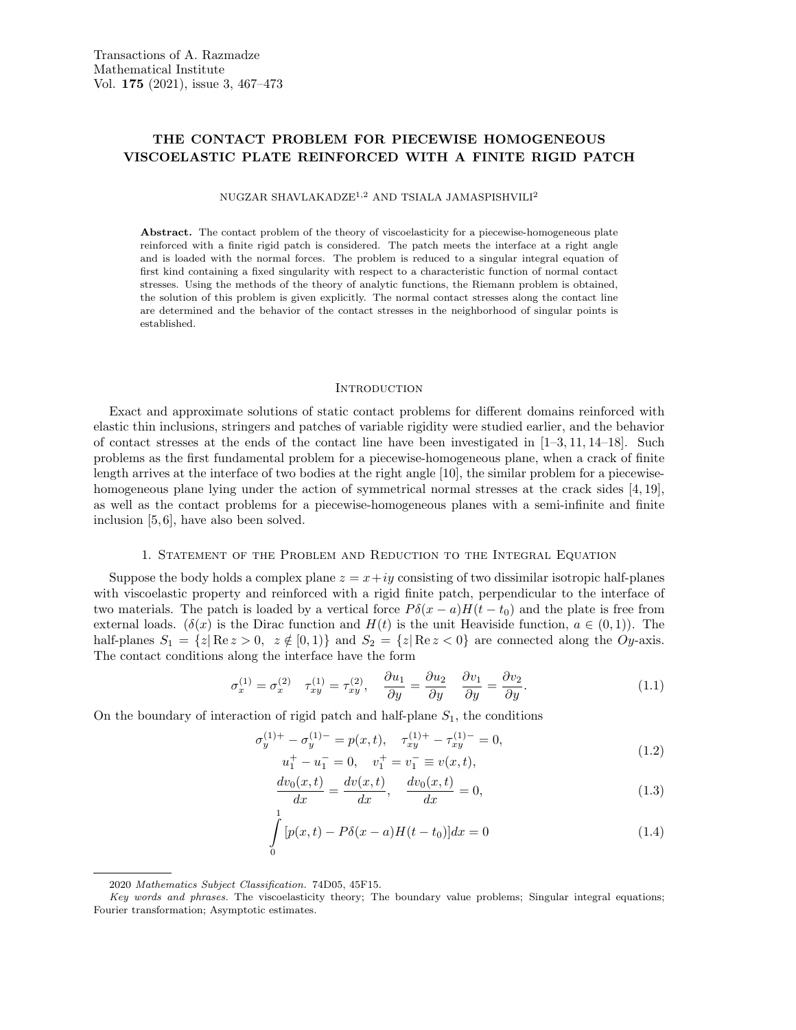# THE CONTACT PROBLEM FOR PIECEWISE HOMOGENEOUS VISCOELASTIC PLATE REINFORCED WITH A FINITE RIGID PATCH

NUGZAR SHAVLAKADZE[1,2] AND TSIALA JAMASPISHVILI[2]

**Abstract.** The contact problem of the theory of viscoelasticity for a piecewise-homogeneous plate reinforced with a finite rigid patch is considered. The patch meets the interface at a right angle and is loaded with the normal forces. The problem is reduced to a singular integral equation of first kind containing a fixed singularity with respect to a characteristic function of normal contact stresses. Using the methods of the theory of analytic functions, the Riemann problem is obtained, the solution of this problem is given explicitly. The normal contact stresses along the contact line are determined and the behavior of the contact stresses in the neighborhood of singular points is established.

## Introduction

Exact and approximate solutions of static contact problems for different domains reinforced with elastic thin inclusions, stringers and patches of variable rigidity were studied earlier, and the behavior of contact stresses at the ends of the contact line have been investigated in [1–3, 11, 14–18]. Such problems as the first fundamental problem for a piecewise-homogeneous plane, when a crack of finite length arrives at the interface of two bodies at the right angle [10], the similar problem for a piecewise-homogeneous plane lying under the action of symmetrical normal stresses at the crack sides [4, 19], as well as the contact problems for a piecewise-homogeneous planes with a semi-infinite and finite inclusion [5, 6], have also been solved.

## 1. Statement of the Problem and Reduction to the Integral Equation

Suppose the body holds a complex plane $z = x+iy$ consisting of two dissimilar isotropic half-planes with viscoelastic property and reinforced with a rigid finite patch, perpendicular to the interface of two materials. The patch is loaded by a vertical force $P\delta(x-a)H(t-t_0)$ and the plate is free from external loads. ($\delta(x)$ is the Dirac function and $H(t)$ is the unit Heaviside function, $a \in (0,1)$). The half-planes $S_1 = \{z|\operatorname{Re} z > 0,\ z \notin [0,1)\}$ and $S_2 = \{z|\operatorname{Re} z < 0\}$ are connected along the $Oy$-axis. The contact conditions along the interface have the form

$$\sigma_x^{(1)} = \sigma_x^{(2)} \quad \tau_{xy}^{(1)} = \tau_{xy}^{(2)}, \quad \frac{\partial u_1}{\partial y} = \frac{\partial u_2}{\partial y} \quad \frac{\partial v_1}{\partial y} = \frac{\partial v_2}{\partial y}. \tag{1.1}$$

On the boundary of interaction of rigid patch and half-plane $S_1$, the conditions

$$\begin{gathered} \sigma_y^{(1)+} - \sigma_y^{(1)-} = p(x,t), \quad \tau_{xy}^{(1)+} - \tau_{xy}^{(1)-} = 0, \\ u_1^+ - u_1^- = 0, \quad v_1^+ = v_1^- \equiv v(x,t), \end{gathered} \tag{1.2}$$

$$\frac{dv_0(x,t)}{dx} = \frac{dv(x,t)}{dx}, \quad \frac{dv_0(x,t)}{dx} = 0, \tag{1.3}$$

$$\int_0^1 [p(x,t) - P\delta(x-a)H(t-t_0)]dx = 0 \tag{1.4}$$

---

2020 *Mathematics Subject Classification.* 74D05, 45F15.

*Key words and phrases.* The viscoelasticity theory; The boundary value problems; Singular integral equations; Fourier transformation; Asymptotic estimates.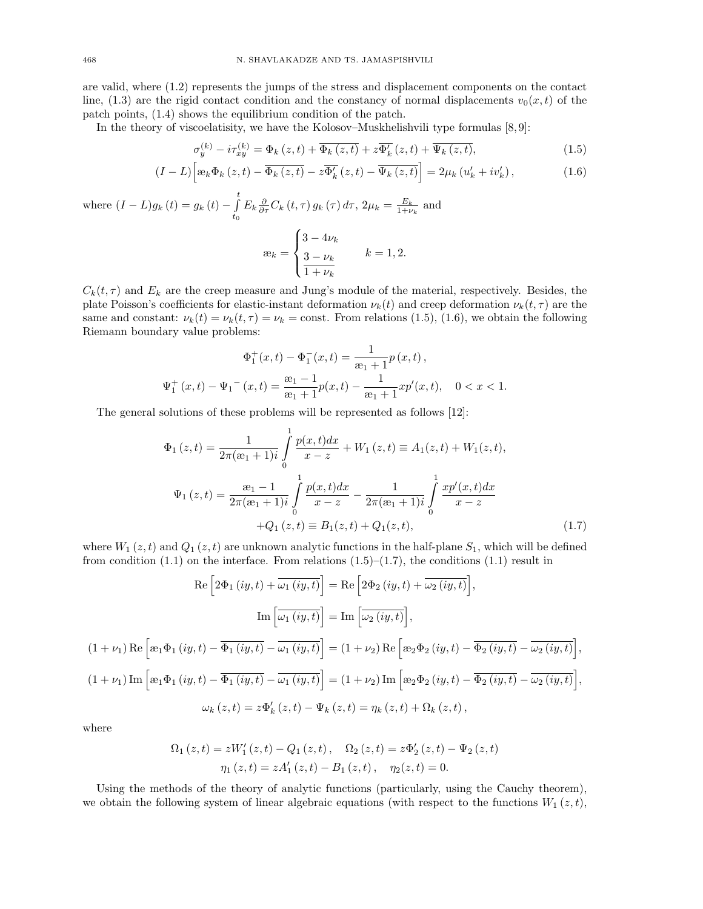are valid, where (1.2) represents the jumps of the stress and displacement components on the contact line, (1.3) are the rigid contact condition and the constancy of normal displacements $v_0(x,t)$ of the patch points, (1.4) shows the equilibrium condition of the patch.

In the theory of viscoelatisity, we have the Kolosov–Muskhelishvili type formulas [8, 9]:

$$\sigma_y^{(k)} - i\tau_{xy}^{(k)} = \Phi_k(z,t) + \overline{\Phi_k(z,t)} + z\overline{\Phi_k'}(z,t) + \overline{\Psi_k(z,t)}, \tag{1.5}$$

$$(I-L)\Big[ æ_k \Phi_k(z,t) - \overline{\Phi_k(z,t)} - z\overline{\Phi_k'}(z,t) - \overline{\Psi_k(z,t)} \Big] = 2\mu_k\left(u_k' + iv_k'\right), \tag{1.6}$$

where $(I-L)g_k(t) = g_k(t) - \int\limits_{t_0}^{t} E_k \frac{\partial}{\partial \tau} C_k(t,\tau)\, g_k(\tau)\, d\tau$, $2\mu_k = \frac{E_k}{1+\nu_k}$ and

$$æ_k = \begin{cases} 3 - 4\nu_k \\ \dfrac{3-\nu_k}{1+\nu_k} \end{cases} \qquad k = 1,2.$$

$C_k(t,\tau)$ and $E_k$ are the creep measure and Jung's module of the material, respectively. Besides, the plate Poisson's coefficients for elastic-instant deformation $\nu_k(t)$ and creep deformation $\nu_k(t,\tau)$ are the same and constant: $\nu_k(t) = \nu_k(t,\tau) = \nu_k = \text{const}$. From relations (1.5), (1.6), we obtain the following Riemann boundary value problems:

$$\Phi_1^+(x,t) - \Phi_1^-(x,t) = \frac{1}{æ_1+1} p(x,t),$$

$$\Psi_1^+(x,t) - \Psi_1^-(x,t) = \frac{æ_1-1}{æ_1+1} p(x,t) - \frac{1}{æ_1+1} x p'(x,t), \quad 0 < x < 1.$$

The general solutions of these problems will be represented as follows [12]:

$$\Phi_1(z,t) = \frac{1}{2\pi(æ_1+1)i} \int\limits_0^1 \frac{p(x,t)dx}{x-z} + W_1(z,t) \equiv A_1(z,t) + W_1(z,t),$$

$$\Psi_1(z,t) = \frac{æ_1-1}{2\pi(æ_1+1)i} \int\limits_0^1 \frac{p(x,t)dx}{x-z} - \frac{1}{2\pi(æ_1+1)i} \int\limits_0^1 \frac{xp'(x,t)dx}{x-z}$$
$$+ Q_1(z,t) \equiv B_1(z,t) + Q_1(z,t), \tag{1.7}$$

where $W_1(z,t)$ and $Q_1(z,t)$ are unknown analytic functions in the half-plane $S_1$, which will be defined from condition (1.1) on the interface. From relations (1.5)–(1.7), the conditions (1.1) result in

$$\operatorname{Re}\Big[ 2\Phi_1(iy,t) + \overline{\omega_1(iy,t)} \Big] = \operatorname{Re}\Big[ 2\Phi_2(iy,t) + \overline{\omega_2(iy,t)} \Big],$$

$$\operatorname{Im}\Big[ \overline{\omega_1(iy,t)} \Big] = \operatorname{Im}\Big[ \overline{\omega_2(iy,t)} \Big],$$

$$(1+\nu_1)\operatorname{Re}\Big[ æ_1\Phi_1(iy,t) - \overline{\Phi_1(iy,t)} - \overline{\omega_1(iy,t)} \Big] = (1+\nu_2)\operatorname{Re}\Big[ æ_2\Phi_2(iy,t) - \overline{\Phi_2(iy,t)} - \overline{\omega_2(iy,t)} \Big],$$

$$(1+\nu_1)\operatorname{Im}\Big[ æ_1\Phi_1(iy,t) - \overline{\Phi_1(iy,t)} - \overline{\omega_1(iy,t)} \Big] = (1+\nu_2)\operatorname{Im}\Big[ æ_2\Phi_2(iy,t) - \overline{\Phi_2(iy,t)} - \overline{\omega_2(iy,t)} \Big],$$

$$\omega_k(z,t) = z\Phi_k'(z,t) - \Psi_k(z,t) = \eta_k(z,t) + \Omega_k(z,t),$$

where

$$\Omega_1(z,t) = zW_1'(z,t) - Q_1(z,t), \quad \Omega_2(z,t) = z\Phi_2'(z,t) - \Psi_2(z,t)$$
$$\eta_1(z,t) = zA_1'(z,t) - B_1(z,t), \quad \eta_2(z,t) = 0.$$

Using the methods of the theory of analytic functions (particularly, using the Cauchy theorem), we obtain the following system of linear algebraic equations (with respect to the functions $W_1(z,t)$,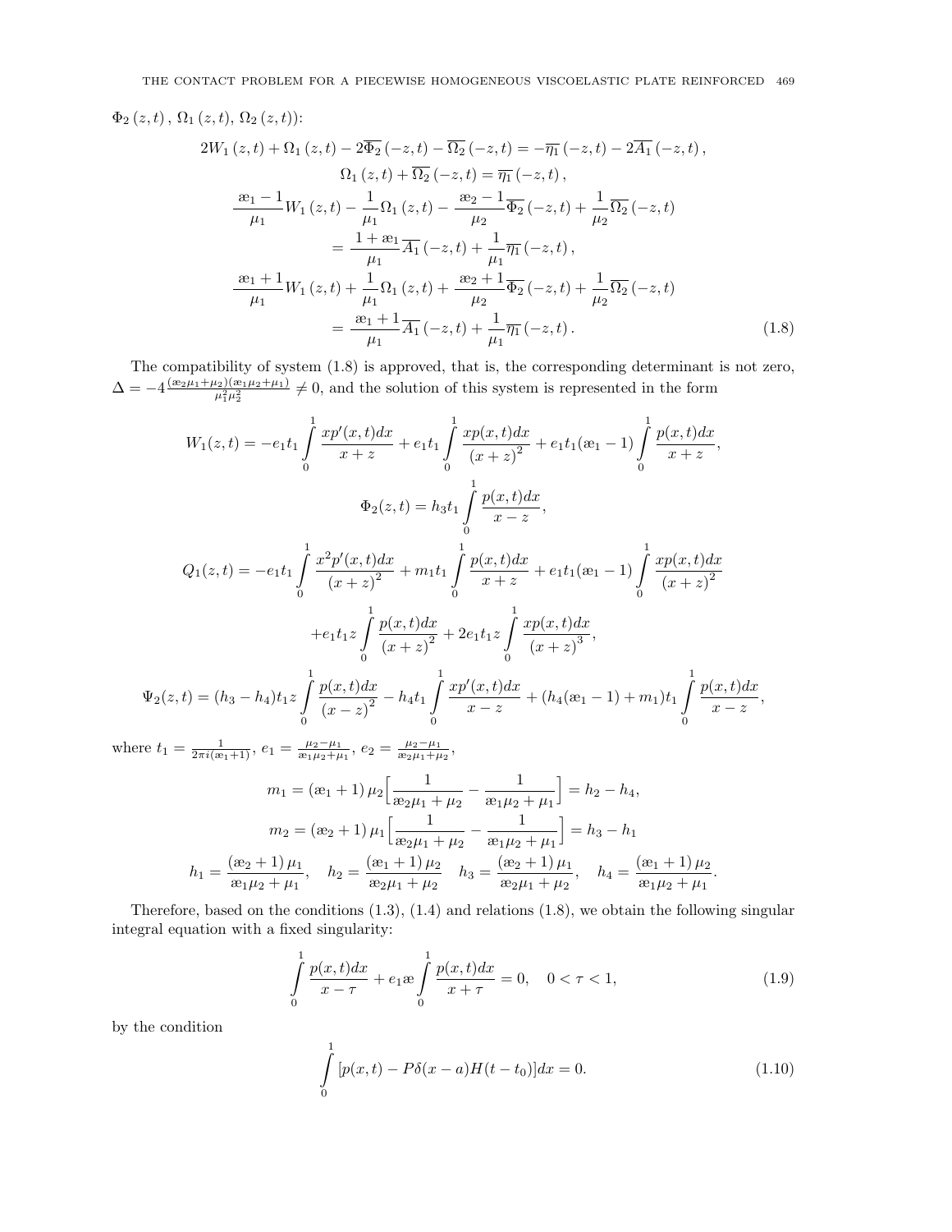$\Phi_2(z,t)$, $\Omega_1(z,t)$, $\Omega_2(z,t)$):

$$
\begin{gathered}
2W_1(z,t)+\Omega_1(z,t)-2\overline{\Phi_2}(-z,t)-\overline{\Omega_2}(-z,t)=-\overline{\eta_1}(-z,t)-2\overline{A_1}(-z,t),\\
\Omega_1(z,t)+\overline{\Omega_2}(-z,t)=\overline{\eta_1}(-z,t),\\
\frac{æ_1-1}{\mu_1}W_1(z,t)-\frac{1}{\mu_1}\Omega_1(z,t)-\frac{æ_2-1}{\mu_2}\overline{\Phi_2}(-z,t)+\frac{1}{\mu_2}\overline{\Omega_2}(-z,t)\\
=\frac{1+æ_1}{\mu_1}\overline{A_1}(-z,t)+\frac{1}{\mu_1}\overline{\eta_1}(-z,t),\\
\frac{æ_1+1}{\mu_1}W_1(z,t)+\frac{1}{\mu_1}\Omega_1(z,t)+\frac{æ_2+1}{\mu_2}\overline{\Phi_2}(-z,t)+\frac{1}{\mu_2}\overline{\Omega_2}(-z,t)\\
=\frac{æ_1+1}{\mu_1}\overline{A_1}(-z,t)+\frac{1}{\mu_1}\overline{\eta_1}(-z,t).
\end{gathered}
\tag{1.8}
$$

The compatibility of system (1.8) is approved, that is, the corresponding determinant is not zero, $\Delta=-4\frac{(æ_2\mu_1+\mu_2)(æ_1\mu_2+\mu_1)}{\mu_1^2\mu_2^2}\neq 0$, and the solution of this system is represented in the form

$$
W_1(z,t)=-e_1t_1\int_0^1\frac{xp'(x,t)dx}{x+z}+e_1t_1\int_0^1\frac{xp(x,t)dx}{(x+z)^2}+e_1t_1(æ_1-1)\int_0^1\frac{p(x,t)dx}{x+z},
$$

$$
\Phi_2(z,t)=h_3t_1\int_0^1\frac{p(x,t)dx}{x-z},
$$

$$
\begin{gathered}
Q_1(z,t)=-e_1t_1\int_0^1\frac{x^2p'(x,t)dx}{(x+z)^2}+m_1t_1\int_0^1\frac{p(x,t)dx}{x+z}+e_1t_1(æ_1-1)\int_0^1\frac{xp(x,t)dx}{(x+z)^2}\\
+e_1t_1z\int_0^1\frac{p(x,t)dx}{(x+z)^2}+2e_1t_1z\int_0^1\frac{xp(x,t)dx}{(x+z)^3},
\end{gathered}
$$

$$
\Psi_2(z,t)=(h_3-h_4)t_1z\int_0^1\frac{p(x,t)dx}{(x-z)^2}-h_4t_1\int_0^1\frac{xp'(x,t)dx}{x-z}+(h_4(æ_1-1)+m_1)t_1\int_0^1\frac{p(x,t)dx}{x-z},
$$

where $t_1=\frac{1}{2\pi i(æ_1+1)}$, $e_1=\frac{\mu_2-\mu_1}{æ_1\mu_2+\mu_1}$, $e_2=\frac{\mu_2-\mu_1}{æ_2\mu_1+\mu_2}$,

$$
m_1=(æ_1+1)\mu_2\Big[\frac{1}{æ_2\mu_1+\mu_2}-\frac{1}{æ_1\mu_2+\mu_1}\Big]=h_2-h_4,
$$

$$
m_2=(æ_2+1)\mu_1\Big[\frac{1}{æ_2\mu_1+\mu_2}-\frac{1}{æ_1\mu_2+\mu_1}\Big]=h_3-h_1
$$

$$
h_1=\frac{(æ_2+1)\mu_1}{æ_1\mu_2+\mu_1},\quad h_2=\frac{(æ_1+1)\mu_2}{æ_2\mu_1+\mu_2}\quad h_3=\frac{(æ_2+1)\mu_1}{æ_2\mu_1+\mu_2},\quad h_4=\frac{(æ_1+1)\mu_2}{æ_1\mu_2+\mu_1}.
$$

Therefore, based on the conditions (1.3), (1.4) and relations (1.8), we obtain the following singular integral equation with a fixed singularity:

$$
\int_0^1\frac{p(x,t)dx}{x-\tau}+e_1æ\int_0^1\frac{p(x,t)dx}{x+\tau}=0,\quad 0<\tau<1,
\tag{1.9}
$$

by the condition

$$
\int_0^1[p(x,t)-P\delta(x-a)H(t-t_0)]dx=0.
\tag{1.10}
$$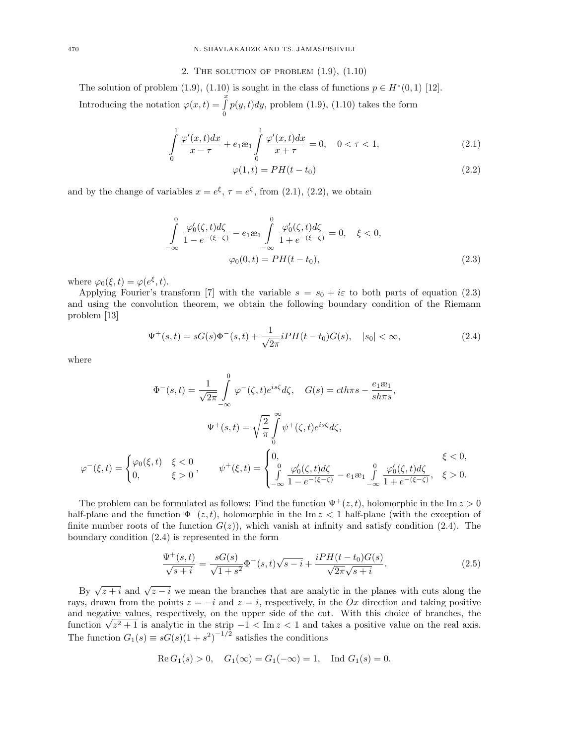## 2. The solution of problem (1.9), (1.10)

The solution of problem (1.9), (1.10) is sought in the class of functions $p \in H^*(0,1)$ [12].

Introducing the notation $\varphi(x,t) = \int\limits_0^x p(y,t)dy$, problem (1.9), (1.10) takes the form

$$\int\limits_0^1 \frac{\varphi'(x,t)dx}{x-\tau} + e_1 æ_1 \int\limits_0^1 \frac{\varphi'(x,t)dx}{x+\tau} = 0, \quad 0 < \tau < 1, \tag{2.1}$$

$$\varphi(1,t) = PH(t-t_0) \tag{2.2}$$

and by the change of variables $x = e^\xi$, $\tau = e^\zeta$, from (2.1), (2.2), we obtain

$$\int\limits_{-\infty}^0 \frac{\varphi_0'(\zeta,t)d\zeta}{1-e^{-(\xi-\zeta)}} - e_1 æ_1 \int\limits_{-\infty}^0 \frac{\varphi_0'(\zeta,t)d\zeta}{1+e^{-(\xi-\zeta)}} = 0, \quad \xi < 0,$$

$$\varphi_0(0,t) = PH(t-t_0), \tag{2.3}$$

where $\varphi_0(\xi,t) = \varphi(e^\xi,t)$.

Applying Fourier's transform [7] with the variable $s = s_0 + i\varepsilon$ to both parts of equation (2.3) and using the convolution theorem, we obtain the following boundary condition of the Riemann problem [13]

$$\Psi^+(s,t) = sG(s)\Phi^-(s,t) + \frac{1}{\sqrt{2\pi}} iPH(t-t_0)G(s), \quad |s_0| < \infty, \tag{2.4}$$

where

$$\Phi^-(s,t) = \frac{1}{\sqrt{2\pi}} \int\limits_{-\infty}^0 \varphi^-(\zeta,t)e^{is\zeta}d\zeta, \quad G(s) = cth\pi s - \frac{e_1 æ_1}{sh\pi s},$$

$$\Psi^+(s,t) = \sqrt{\frac{2}{\pi}} \int\limits_0^\infty \psi^+(\zeta,t)e^{is\zeta}d\zeta,$$

$$\varphi^-(\xi,t) = \begin{cases} \varphi_0(\xi,t) & \xi < 0 \\ 0, & \xi > 0 \end{cases}, \qquad \psi^+(\xi,t) = \begin{cases} 0, & \xi < 0, \\ \int\limits_{-\infty}^0 \frac{\varphi_0'(\zeta,t)d\zeta}{1-e^{-(\xi-\zeta)}} - e_1 æ_1 \int\limits_{-\infty}^0 \frac{\varphi_0'(\zeta,t)d\zeta}{1+e^{-(\xi-\zeta)}}, & \xi > 0. \end{cases}$$

The problem can be formulated as follows: Find the function $\Psi^+(z,t)$, holomorphic in the $\operatorname{Im} z > 0$ half-plane and the function $\Phi^-(z,t)$, holomorphic in the $\operatorname{Im} z < 1$ half-plane (with the exception of finite number roots of the function $G(z)$), which vanish at infinity and satisfy condition (2.4). The boundary condition (2.4) is represented in the form

$$\frac{\Psi^+(s,t)}{\sqrt{s+i}} = \frac{sG(s)}{\sqrt{1+s^2}}\Phi^-(s,t)\sqrt{s-i} + \frac{iPH(t-t_0)G(s)}{\sqrt{2\pi}\sqrt{s+i}}. \tag{2.5}$$

By $\sqrt{z+i}$ and $\sqrt{z-i}$ we mean the branches that are analytic in the planes with cuts along the rays, drawn from the points $z = -i$ and $z = i$, respectively, in the $Ox$ direction and taking positive and negative values, respectively, on the upper side of the cut. With this choice of branches, the function $\sqrt{z^2+1}$ is analytic in the strip $-1 < \operatorname{Im} z < 1$ and takes a positive value on the real axis. The function $G_1(s) \equiv sG(s)(1+s^2)^{-1/2}$ satisfies the conditions

$$\operatorname{Re} G_1(s) > 0, \quad G_1(\infty) = G_1(-\infty) = 1, \quad \operatorname{Ind} G_1(s) = 0.$$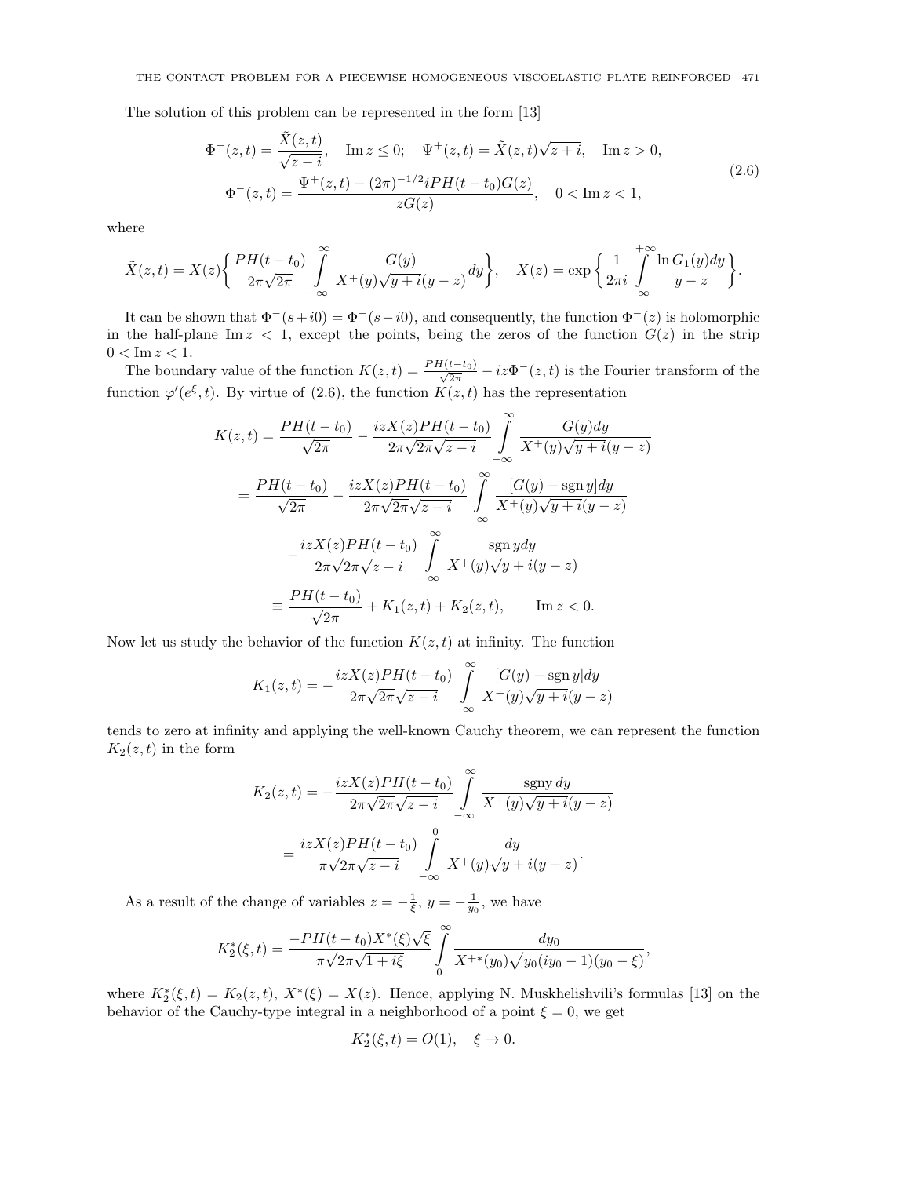The solution of this problem can be represented in the form [13]

$$
\begin{gathered}
\Phi^-(z,t)=\frac{\tilde{X}(z,t)}{\sqrt{z-i}}, \quad \operatorname{Im} z\le 0; \quad \Psi^+(z,t)=\tilde{X}(z,t)\sqrt{z+i}, \quad \operatorname{Im} z>0,\\
\Phi^-(z,t)=\frac{\Psi^+(z,t)-(2\pi)^{-1/2}iPH(t-t_0)G(z)}{zG(z)}, \quad 0<\operatorname{Im} z<1,
\end{gathered}
\tag{2.6}
$$

where

$$
\tilde{X}(z,t)=X(z)\bigg\{\frac{PH(t-t_0)}{2\pi\sqrt{2\pi}}\int\limits_{-\infty}^{\infty}\frac{G(y)}{X^+(y)\sqrt{y+i}(y-z)}dy\bigg\}, \quad X(z)=\exp\bigg\{\frac{1}{2\pi i}\int\limits_{-\infty}^{+\infty}\frac{\ln G_1(y)dy}{y-z}\bigg\}.
$$

It can be shown that $\Phi^-(s+i0)=\Phi^-(s-i0)$, and consequently, the function $\Phi^-(z)$ is holomorphic in the half-plane $\operatorname{Im} z<1$, except the points, being the zeros of the function $G(z)$ in the strip $0<\operatorname{Im} z<1$.

The boundary value of the function $K(z,t)=\frac{PH(t-t_0)}{\sqrt{2\pi}}-iz\Phi^-(z,t)$ is the Fourier transform of the function $\varphi'(e^{\xi},t)$. By virtue of (2.6), the function $K(z,t)$ has the representation

$$
\begin{aligned}
K(z,t)&=\frac{PH(t-t_0)}{\sqrt{2\pi}}-\frac{izX(z)PH(t-t_0)}{2\pi\sqrt{2\pi}\sqrt{z-i}}\int\limits_{-\infty}^{\infty}\frac{G(y)dy}{X^+(y)\sqrt{y+i}(y-z)}\\
&=\frac{PH(t-t_0)}{\sqrt{2\pi}}-\frac{izX(z)PH(t-t_0)}{2\pi\sqrt{2\pi}\sqrt{z-i}}\int\limits_{-\infty}^{\infty}\frac{[G(y)-\operatorname{sgn} y]dy}{X^+(y)\sqrt{y+i}(y-z)}\\
&\quad-\frac{izX(z)PH(t-t_0)}{2\pi\sqrt{2\pi}\sqrt{z-i}}\int\limits_{-\infty}^{\infty}\frac{\operatorname{sgn} y dy}{X^+(y)\sqrt{y+i}(y-z)}\\
&\equiv\frac{PH(t-t_0)}{\sqrt{2\pi}}+K_1(z,t)+K_2(z,t), \qquad \operatorname{Im} z<0.
\end{aligned}
$$

Now let us study the behavior of the function $K(z,t)$ at infinity. The function

$$
K_1(z,t)=-\frac{izX(z)PH(t-t_0)}{2\pi\sqrt{2\pi}\sqrt{z-i}}\int\limits_{-\infty}^{\infty}\frac{[G(y)-\operatorname{sgn} y]dy}{X^+(y)\sqrt{y+i}(y-z)}
$$

tends to zero at infinity and applying the well-known Cauchy theorem, we can represent the function $K_2(z,t)$ in the form

$$
\begin{aligned}
K_2(z,t)&=-\frac{izX(z)PH(t-t_0)}{2\pi\sqrt{2\pi}\sqrt{z-i}}\int\limits_{-\infty}^{\infty}\frac{\operatorname{sgny} dy}{X^+(y)\sqrt{y+i}(y-z)}\\
&=\frac{izX(z)PH(t-t_0)}{\pi\sqrt{2\pi}\sqrt{z-i}}\int\limits_{-\infty}^{0}\frac{dy}{X^+(y)\sqrt{y+i}(y-z)}.
\end{aligned}
$$

As a result of the change of variables $z=-\frac{1}{\xi}$, $y=-\frac{1}{y_0}$, we have

$$
K_2^*(\xi,t)=\frac{-PH(t-t_0)X^*(\xi)\sqrt{\xi}}{\pi\sqrt{2\pi}\sqrt{1+i\xi}}\int\limits_{0}^{\infty}\frac{dy_0}{X^{+*}(y_0)\sqrt{y_0(iy_0-1)}(y_0-\xi)},
$$

where $K_2^*(\xi,t)=K_2(z,t)$, $X^*(\xi)=X(z)$. Hence, applying N. Muskhelishvili's formulas [13] on the behavior of the Cauchy-type integral in a neighborhood of a point $\xi=0$, we get

$$
K_2^*(\xi,t)=O(1), \quad \xi\to 0.
$$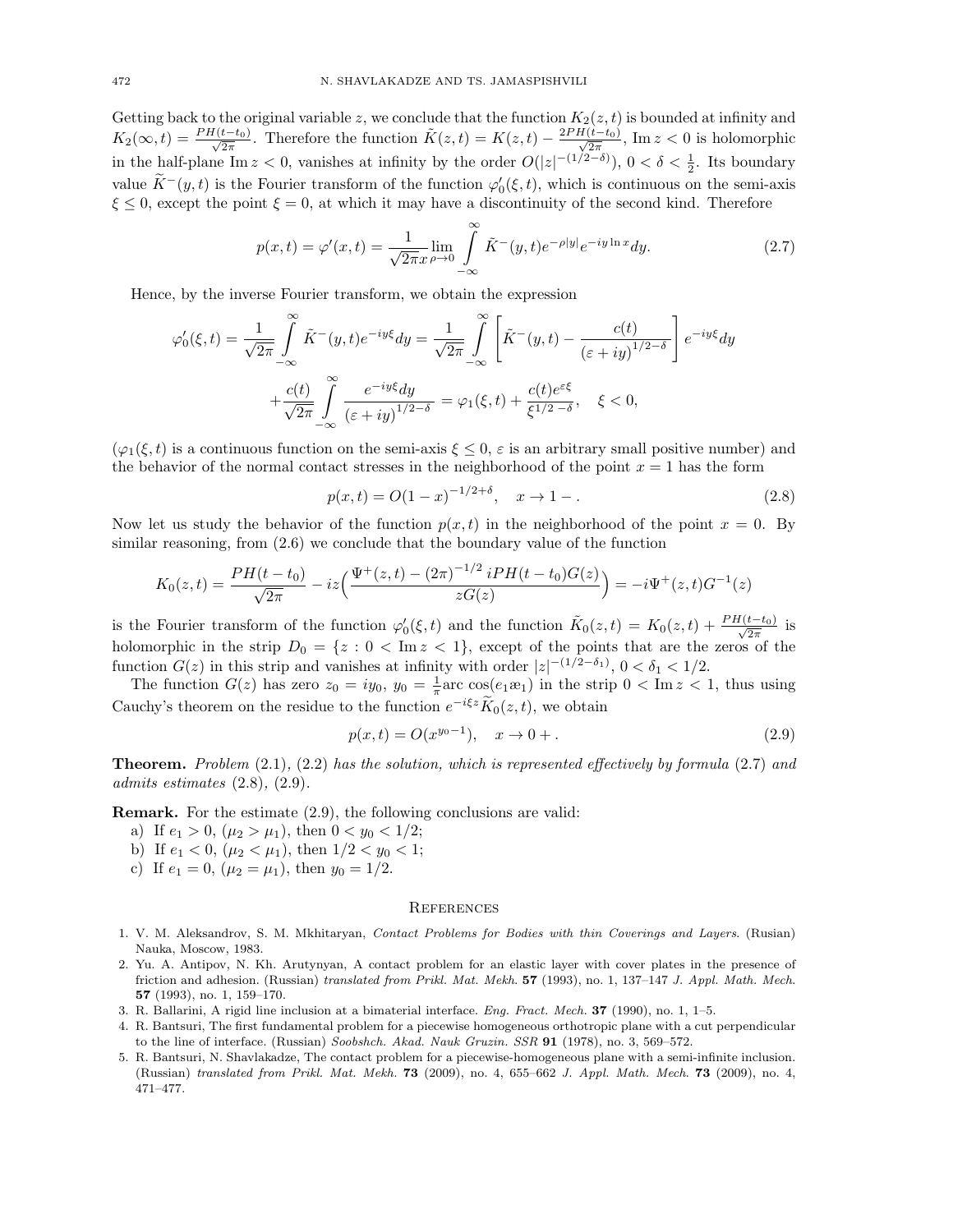Getting back to the original variable $z$, we conclude that the function $K_2(z,t)$ is bounded at infinity and $K_2(\infty,t) = \frac{PH(t-t_0)}{\sqrt{2\pi}}$. Therefore the function $\tilde{K}(z,t) = K(z,t) - \frac{2PH(t-t_0)}{\sqrt{2\pi}}$, $\operatorname{Im} z < 0$ is holomorphic in the half-plane $\operatorname{Im} z < 0$, vanishes at infinity by the order $O(|z|^{-(1/2-\delta)})$, $0 < \delta < \frac{1}{2}$. Its boundary value $\widetilde{K}^-(y,t)$ is the Fourier transform of the function $\varphi_0'(\xi,t)$, which is continuous on the semi-axis $\xi \le 0$, except the point $\xi = 0$, at which it may have a discontinuity of the second kind. Therefore

$$p(x,t) = \varphi'(x,t) = \frac{1}{\sqrt{2\pi}x} \lim_{\rho \to 0} \int_{-\infty}^{\infty} \tilde{K}^-(y,t) e^{-\rho|y|} e^{-iy\ln x} dy. \tag{2.7}$$

Hence, by the inverse Fourier transform, we obtain the expression

$$\varphi_0'(\xi,t) = \frac{1}{\sqrt{2\pi}} \int_{-\infty}^{\infty} \tilde{K}^-(y,t) e^{-iy\xi} dy = \frac{1}{\sqrt{2\pi}} \int_{-\infty}^{\infty} \left[ \tilde{K}^-(y,t) - \frac{c(t)}{(\varepsilon + iy)^{1/2-\delta}} \right] e^{-iy\xi} dy$$

$$+ \frac{c(t)}{\sqrt{2\pi}} \int_{-\infty}^{\infty} \frac{e^{-iy\xi} dy}{(\varepsilon + iy)^{1/2-\delta}} = \varphi_1(\xi,t) + \frac{c(t) e^{\varepsilon\xi}}{\xi^{1/2\,-\delta}}, \quad \xi < 0,$$

($\varphi_1(\xi,t)$ is a continuous function on the semi-axis $\xi \le 0$, $\varepsilon$ is an arbitrary small positive number) and the behavior of the normal contact stresses in the neighborhood of the point $x = 1$ has the form

$$p(x,t) = O(1-x)^{-1/2+\delta}, \quad x \to 1- . \tag{2.8}$$

Now let us study the behavior of the function $p(x,t)$ in the neighborhood of the point $x = 0$. By similar reasoning, from (2.6) we conclude that the boundary value of the function

$$K_0(z,t) = \frac{PH(t-t_0)}{\sqrt{2\pi}} - iz\Big( \frac{\Psi^+(z,t) - (2\pi)^{-1/2}\, iPH(t-t_0)G(z)}{zG(z)} \Big) = -i\Psi^+(z,t)G^{-1}(z)$$

is the Fourier transform of the function $\varphi_0'(\xi,t)$ and the function $\tilde{K}_0(z,t) = K_0(z,t) + \frac{PH(t-t_0)}{\sqrt{2\pi}}$ is holomorphic in the strip $D_0 = \{z : 0 < \operatorname{Im} z < 1\}$, except of the points that are the zeros of the function $G(z)$ in this strip and vanishes at infinity with order $|z|^{-(1/2-\delta_1)}$, $0 < \delta_1 < 1/2$.

The function $G(z)$ has zero $z_0 = iy_0$, $y_0 = \frac{1}{\pi} \operatorname{arc} \cos(e_1 æ_1)$ in the strip $0 < \operatorname{Im} z < 1$, thus using Cauchy's theorem on the residue to the function $e^{-i\xi z}\widetilde{K}_0(z,t)$, we obtain

$$p(x,t) = O(x^{y_0 - 1}), \quad x \to 0+ . \tag{2.9}$$

**Theorem.** *Problem* (2.1), (2.2) *has the solution, which is represented effectively by formula* (2.7) *and admits estimates* (2.8), (2.9).

**Remark.** For the estimate (2.9), the following conclusions are valid:

a) If $e_1 > 0$, ($\mu_2 > \mu_1$), then $0 < y_0 < 1/2$;

b) If $e_1 < 0$, ($\mu_2 < \mu_1$), then $1/2 < y_0 < 1$;

c) If $e_1 = 0$, ($\mu_2 = \mu_1$), then $y_0 = 1/2$.

## References

1. V. M. Aleksandrov, S. M. Mkhitaryan, *Contact Problems for Bodies with thin Coverings and Layers.* (Rusian) Nauka, Moscow, 1983.
2. Yu. A. Antipov, N. Kh. Arutynyan, A contact problem for an elastic layer with cover plates in the presence of friction and adhesion. (Russian) *translated from Prikl. Mat. Mekh.* **57** (1993), no. 1, 137–147 *J. Appl. Math. Mech.* **57** (1993), no. 1, 159–170.
3. R. Ballarini, A rigid line inclusion at a bimaterial interface. *Eng. Fract. Mech.* **37** (1990), no. 1, 1–5.
4. R. Bantsuri, The first fundamental problem for a piecewise homogeneous orthotropic plane with a cut perpendicular to the line of interface. (Russian) *Soobshch. Akad. Nauk Gruzin. SSR* **91** (1978), no. 3, 569–572.
5. R. Bantsuri, N. Shavlakadze, The contact problem for a piecewise-homogeneous plane with a semi-infinite inclusion. (Russian) *translated from Prikl. Mat. Mekh.* **73** (2009), no. 4, 655–662 *J. Appl. Math. Mech.* **73** (2009), no. 4, 471–477.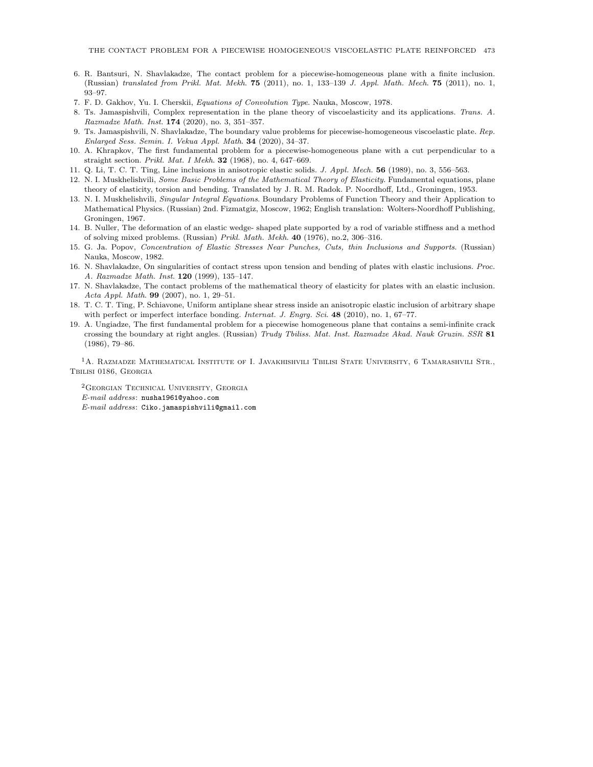6. R. Bantsuri, N. Shavlakadze, The contact problem for a piecewise-homogeneous plane with a finite inclusion. (Russian) *translated from Prikl. Mat. Mekh.* **75** (2011), no. 1, 133–139 *J. Appl. Math. Mech.* **75** (2011), no. 1, 93–97.
7. F. D. Gakhov, Yu. I. Cherskii, *Equations of Convolution Type*. Nauka, Moscow, 1978.
8. Ts. Jamaspishvili, Complex representation in the plane theory of viscoelasticity and its applications. *Trans. A. Razmadze Math. Inst.* **174** (2020), no. 3, 351–357.
9. Ts. Jamaspishvili, N. Shavlakadze, The boundary value problems for piecewise-homogeneous viscoelastic plate. *Rep. Enlarged Sess. Semin. I. Vekua Appl. Math.* **34** (2020), 34–37.
10. A. Khrapkov, The first fundamental problem for a piecewise-homogeneous plane with a cut perpendicular to a straight section. *Prikl. Mat. I Mekh.* **32** (1968), no. 4, 647–669.
11. Q. Li, T. C. T. Ting, Line inclusions in anisotropic elastic solids. *J. Appl. Mech.* **56** (1989), no. 3, 556–563.
12. N. I. Muskhelishvili, *Some Basic Problems of the Mathematical Theory of Elasticity*. Fundamental equations, plane theory of elasticity, torsion and bending. Translated by J. R. M. Radok. P. Noordhoff, Ltd., Groningen, 1953.
13. N. I. Muskhelishvili, *Singular Integral Equations*. Boundary Problems of Function Theory and their Application to Mathematical Physics. (Russian) 2nd. Fizmatgiz, Moscow, 1962; English translation: Wolters-Noordhoff Publishing, Groningen, 1967.
14. B. Nuller, The deformation of an elastic wedge- shaped plate supported by a rod of variable stiffness and a method of solving mixed problems. (Russian) *Prikl. Math. Mekh.* **40** (1976), no.2, 306–316.
15. G. Ja. Popov, *Concentration of Elastic Stresses Near Punches, Cuts, thin Inclusions and Supports.* (Russian) Nauka, Moscow, 1982.
16. N. Shavlakadze, On singularities of contact stress upon tension and bending of plates with elastic inclusions. *Proc. A. Razmadze Math. Inst.* **120** (1999), 135–147.
17. N. Shavlakadze, The contact problems of the mathematical theory of elasticity for plates with an elastic inclusion. *Acta Appl. Math.* **99** (2007), no. 1, 29–51.
18. T. C. T. Ting, P. Schiavone, Uniform antiplane shear stress inside an anisotropic elastic inclusion of arbitrary shape with perfect or imperfect interface bonding. *Internat. J. Engrg. Sci.* **48** (2010), no. 1, 67–77.
19. A. Ungiadze, The first fundamental problem for a piecewise homogeneous plane that contains a semi-infinite crack crossing the boundary at right angles. (Russian) *Trudy Tbiliss. Mat. Inst. Razmadze Akad. Nauk Gruzin. SSR* **81** (1986), 79–86.

[1]A. Razmadze Mathematical Institute of I. Javakhishvili Tbilisi State University, 6 Tamarashvili Str., Tbilisi 0186, Georgia

[2]Georgian Technical University, Georgia

*E-mail address*: nusha1961@yahoo.com

*E-mail address*: Ciko.jamaspishvili@gmail.com